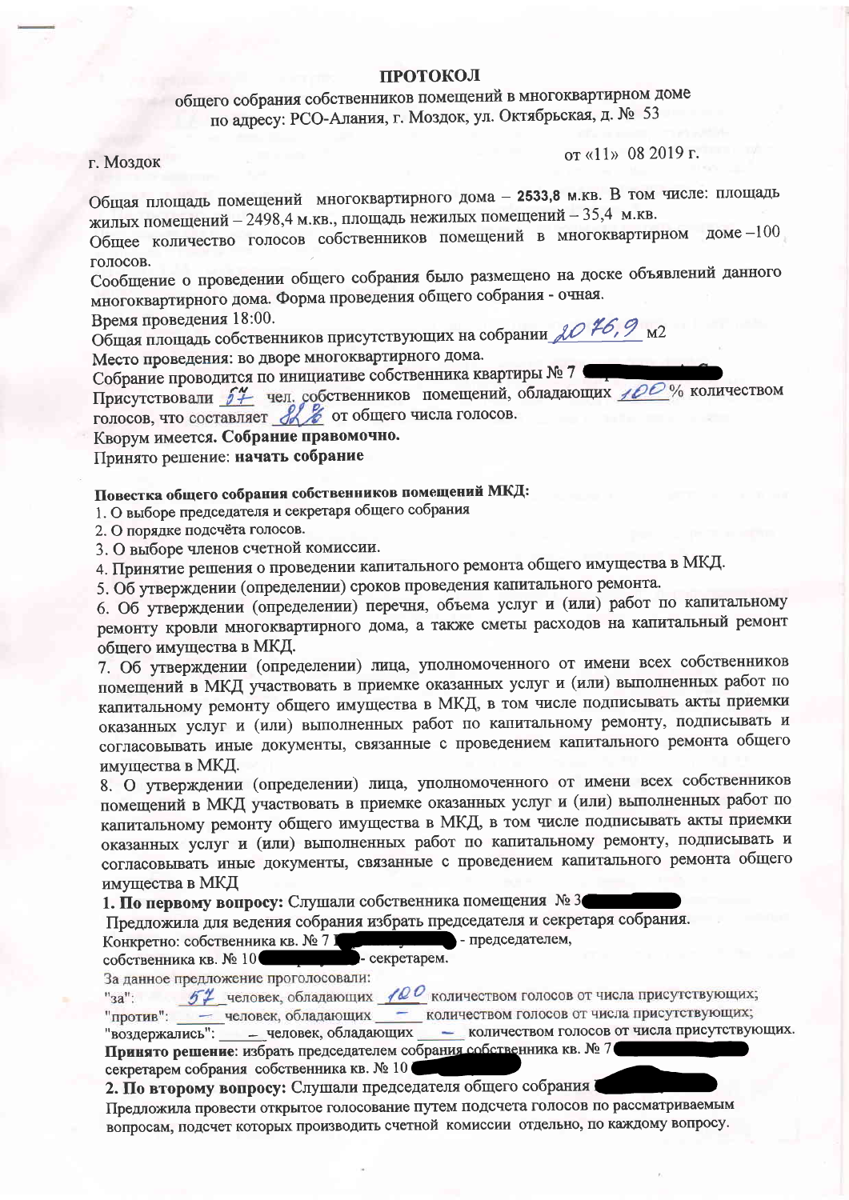# ПРОТОКОЛ

общего собрания собственников помещений в многоквартирном доме
по адресу: РСО-Алания, г. Моздок, ул. Октябрьская, д. № 53

г. Моздок от «11» 08 2019 г.

Общая площадь помещений многоквартирного дома – **2533,8** м.кв. В том числе: площадь жилых помещений – 2498,4 м.кв., площадь нежилых помещений – 35,4 м.кв.

Общее количество голосов собственников помещений в многоквартирном доме –100 голосов.

Сообщение о проведении общего собрания было размещено на доске объявлений данного многоквартирного дома. Форма проведения общего собрания - очная.

Время проведения 18:00.

Общая площадь собственников присутствующих на собрании 2076,9 м2

Место проведения: во дворе многоквартирного дома.

Собрание проводится по инициативе собственника квартиры № 7

Присутствовали 57 чел. собственников помещений, обладающих 100% количеством голосов, что составляет 82% от общего числа голосов.

Кворум имеется. **Собрание правомочно.**

Принято решение: **начать собрание**

**Повестка общего собрания собственников помещений МКД:**

1. О выборе председателя и секретаря общего собрания
2. О порядке подсчёта голосов.
3. О выборе членов счетной комиссии.
4. Принятие решения о проведении капитального ремонта общего имущества в МКД.
5. Об утверждении (определении) сроков проведения капитального ремонта.
6. Об утверждении (определении) перечня, объема услуг и (или) работ по капитальному ремонту кровли многоквартирного дома, а также сметы расходов на капитальный ремонт общего имущества в МКД.
7. Об утверждении (определении) лица, уполномоченного от имени всех собственников помещений в МКД участвовать в приемке оказанных услуг и (или) выполненных работ по капитальному ремонту общего имущества в МКД, в том числе подписывать акты приемки оказанных услуг и (или) выполненных работ по капитальному ремонту, подписывать и согласовывать иные документы, связанные с проведением капитального ремонта общего имущества в МКД.
8. О утверждении (определении) лица, уполномоченного от имени всех собственников помещений в МКД участвовать в приемке оказанных услуг и (или) выполненных работ по капитальному ремонту общего имущества в МКД, в том числе подписывать акты приемки оказанных услуг и (или) выполненных работ по капитальному ремонту, подписывать и согласовывать иные документы, связанные с проведением капитального ремонта общего имущества в МКД

**1. По первому вопросу:** Слушали собственника помещения № 3

Предложила для ведения собрания избрать председателя и секретаря собрания.

Конкретно: собственника кв. № 7 - председателем,
собственника кв. № 10 - секретарем.

За данное предложение проголосовали:

"за": 57 человек, обладающих 100 количеством голосов от числа присутствующих;
"против": – человек, обладающих – количеством голосов от числа присутствующих;
"воздержались": – человек, обладающих – количеством голосов от числа присутствующих.

**Принято решение**: избрать председателем собрания собственника кв. № 7
секретарем собрания собственника кв. № 10

**2. По второму вопросу:** Слушали председателя общего собрания

Предложила провести открытое голосование путем подсчета голосов по рассматриваемым вопросам, подсчет которых производить счетной комиссии отдельно, по каждому вопросу.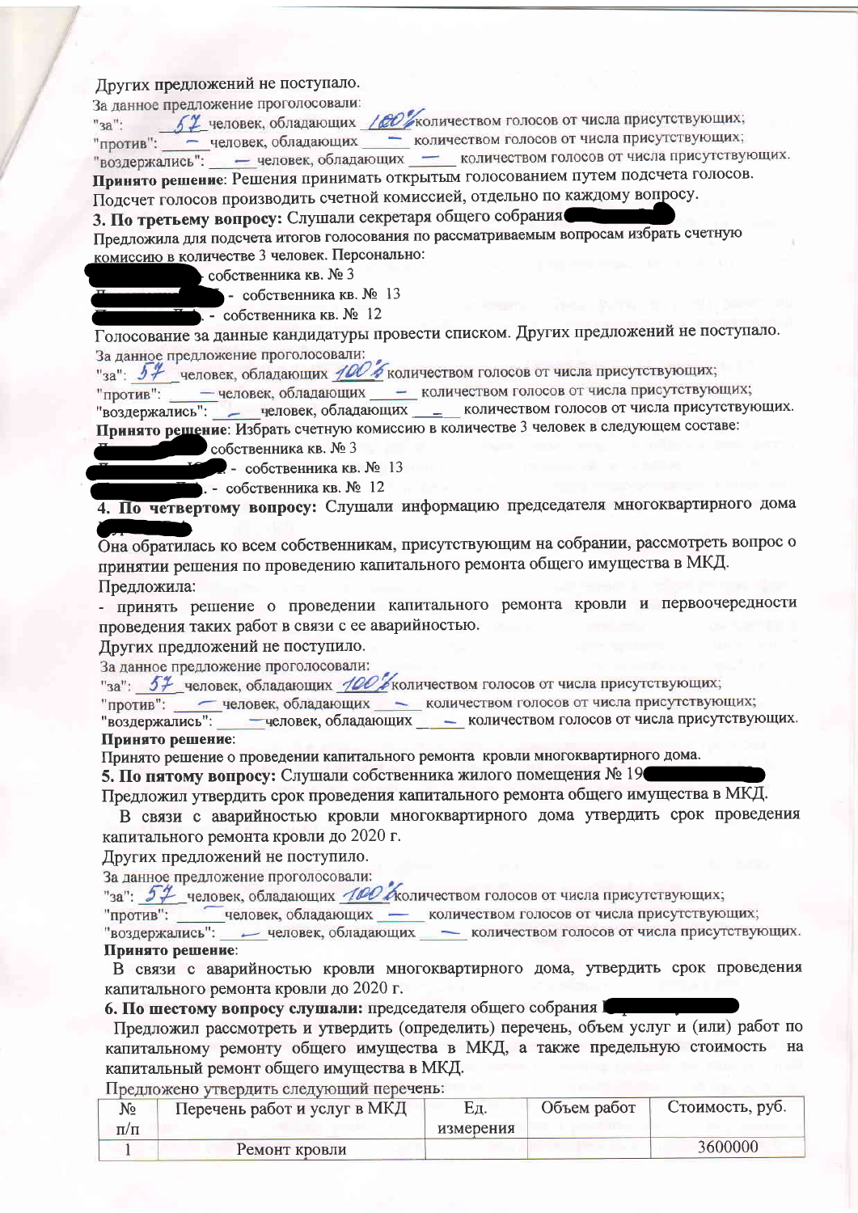Других предложений не поступало.

За данное предложение проголосовали:

"за": 57 человек, обладающих 100% количеством голосов от числа присутствующих;

"против": — человек, обладающих — количеством голосов от числа присутствующих;

"воздержались": — человек, обладающих — количеством голосов от числа присутствующих.

**Принято решение**: Решения принимать открытым голосованием путем подсчета голосов. Подсчет голосов производить счетной комиссией, отдельно по каждому вопросу.

**3. По третьему вопросу:** Слушали секретаря общего собрания

Предложила для подсчета итогов голосования по рассматриваемым вопросам избрать счетную комиссию в количестве 3 человек. Персонально:

- собственника кв. № 3
- собственника кв. № 13
- собственника кв. № 12

Голосование за данные кандидатуры провести списком. Других предложений не поступало.

За данное предложение проголосовали:

"за": 57 человек, обладающих 100% количеством голосов от числа присутствующих;

"против": — человек, обладающих — количеством голосов от числа присутствующих;

"воздержались": — человек, обладающих — количеством голосов от числа присутствующих.

**Принято решение**: Избрать счетную комиссию в количестве 3 человек в следующем составе:

- собственника кв. № 3
- собственника кв. № 13
- собственника кв. № 12

**4. По четвертому вопросу:** Слушали информацию председателя многоквартирного дома

Она обратилась ко всем собственникам, присутствующим на собрании, рассмотреть вопрос о принятии решения по проведению капитального ремонта общего имущества в МКД.

Предложила:

- принять решение о проведении капитального ремонта кровли и первоочередности проведения таких работ в связи с ее аварийностью.

Других предложений не поступило.

За данное предложение проголосовали:

"за": 57 человек, обладающих 100% количеством голосов от числа присутствующих;

"против": — человек, обладающих — количеством голосов от числа присутствующих;

"воздержались": — человек, обладающих — количеством голосов от числа присутствующих.

**Принято решение**:

Принято решение о проведении капитального ремонта кровли многоквартирного дома.

**5. По пятому вопросу:** Слушали собственника жилого помещения № 19

Предложил утвердить срок проведения капитального ремонта общего имущества в МКД.

В связи с аварийностью кровли многоквартирного дома утвердить срок проведения капитального ремонта кровли до 2020 г.

Других предложений не поступило.

За данное предложение проголосовали:

"за": 57 человек, обладающих 100% количеством голосов от числа присутствующих;

"против": — человек, обладающих — количеством голосов от числа присутствующих;

"воздержались": — человек, обладающих — количеством голосов от числа присутствующих.

**Принято решение**:

В связи с аварийностью кровли многоквартирного дома, утвердить срок проведения капитального ремонта кровли до 2020 г.

**6. По шестому вопросу слушали:** председателя общего собрания

Предложил рассмотреть и утвердить (определить) перечень, объем услуг и (или) работ по капитальному ремонту общего имущества в МКД, а также предельную стоимость на капитальный ремонт общего имущества в МКД.

Предложено утвердить следующий перечень:

| № п/п | Перечень работ и услуг в МКД | Ед. измерения | Объем работ | Стоимость, руб. |
|---|---|---|---|---|
| 1 | Ремонт кровли | | | 3600000 |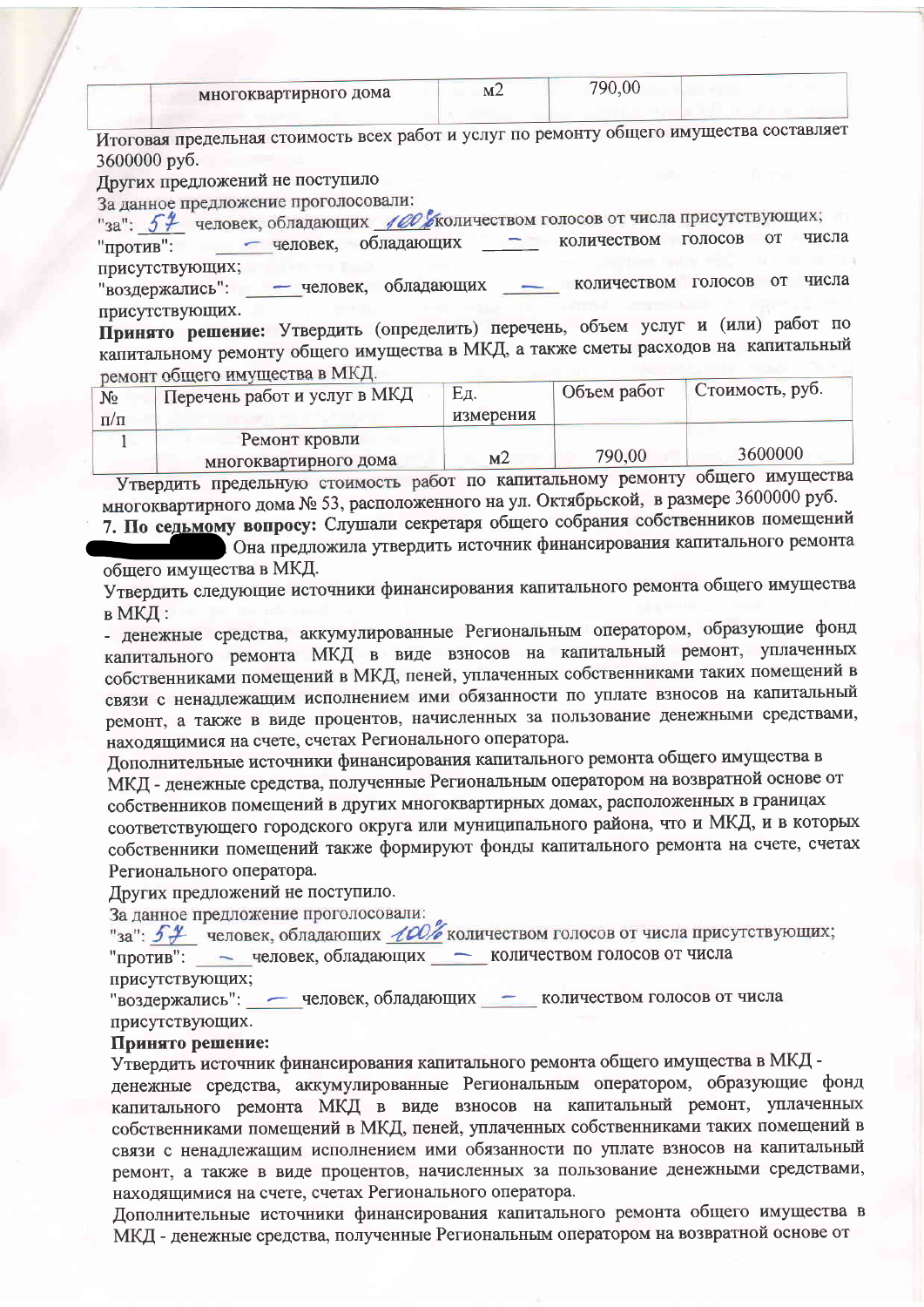|  | многоквартирного дома | м2 | 790,00 |  |
|---|---|---|---|---|

Итоговая предельная стоимость всех работ и услуг по ремонту общего имущества составляет 3600000 руб.

Других предложений не поступило

За данное предложение проголосовали:

"за": 57 человек, обладающих 100% количеством голосов от числа присутствующих;

"против": – человек, обладающих – количеством голосов от числа присутствующих;

"воздержались": – человек, обладающих – количеством голосов от числа присутствующих.

**Принято решение:** Утвердить (определить) перечень, объем услуг и (или) работ по капитальному ремонту общего имущества в МКД, а также сметы расходов на капитальный ремонт общего имущества в МКД.

| № п/п | Перечень работ и услуг в МКД | Ед. измерения | Объем работ | Стоимость, руб. |
|---|---|---|---|---|
| 1 | Ремонт кровли многоквартирного дома | м2 | 790,00 | 3600000 |

Утвердить предельную стоимость работ по капитальному ремонту общего имущества многоквартирного дома № 53, расположенного на ул. Октябрьской, в размере 3600000 руб.

**7. По седьмому вопросу:** Слушали секретаря общего собрания собственников помещений ████████ Она предложила утвердить источник финансирования капитального ремонта общего имущества в МКД.

Утвердить следующие источники финансирования капитального ремонта общего имущества в МКД :

- денежные средства, аккумулированные Региональным оператором, образующие фонд капитального ремонта МКД в виде взносов на капитальный ремонт, уплаченных собственниками помещений в МКД, пеней, уплаченных собственниками таких помещений в связи с ненадлежащим исполнением ими обязанности по уплате взносов на капитальный ремонт, а также в виде процентов, начисленных за пользование денежными средствами, находящимися на счете, счетах Регионального оператора.

Дополнительные источники финансирования капитального ремонта общего имущества в МКД - денежные средства, полученные Региональным оператором на возвратной основе от собственников помещений в других многоквартирных домах, расположенных в границах соответствующего городского округа или муниципального района, что и МКД, и в которых собственники помещений также формируют фонды капитального ремонта на счете, счетах Регионального оператора.

Других предложений не поступило.

За данное предложение проголосовали:

"за": 57 человек, обладающих 100% количеством голосов от числа присутствующих;

"против": – человек, обладающих – количеством голосов от числа присутствующих;

"воздержались": – человек, обладающих – количеством голосов от числа присутствующих.

**Принято решение:**

Утвердить источник финансирования капитального ремонта общего имущества в МКД - денежные средства, аккумулированные Региональным оператором, образующие фонд капитального ремонта МКД в виде взносов на капитальный ремонт, уплаченных собственниками помещений в МКД, пеней, уплаченных собственниками таких помещений в связи с ненадлежащим исполнением ими обязанности по уплате взносов на капитальный ремонт, а также в виде процентов, начисленных за пользование денежными средствами, находящимися на счете, счетах Регионального оператора.

Дополнительные источники финансирования капитального ремонта общего имущества в МКД - денежные средства, полученные Региональным оператором на возвратной основе от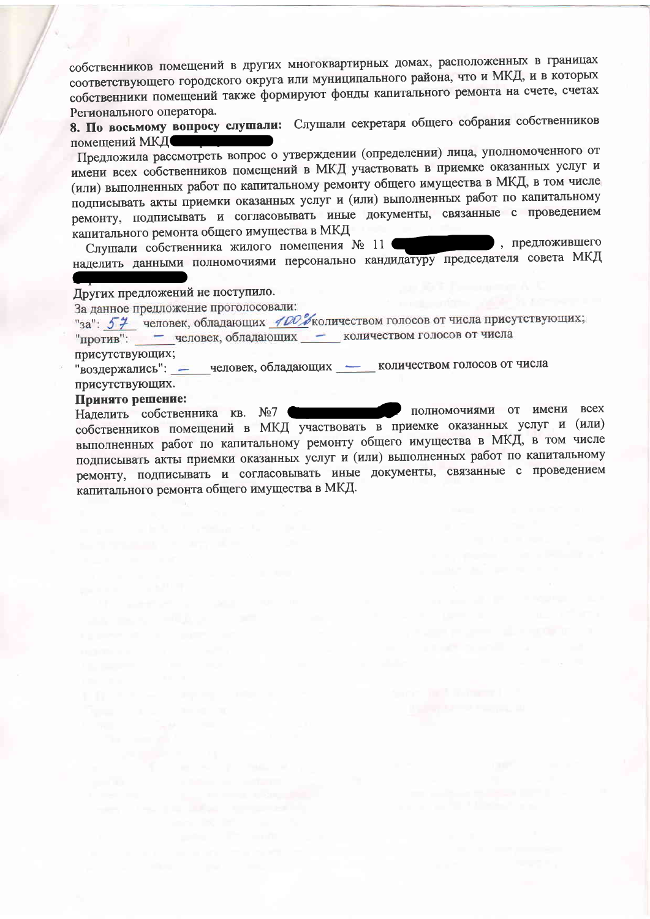собственников помещений в других многоквартирных домах, расположенных в границах соответствующего городского округа или муниципального района, что и МКД, и в которых собственники помещений также формируют фонды капитального ремонта на счете, счетах Регионального оператора.

**8. По восьмому вопросу слушали:** Слушали секретаря общего собрания собственников помещений МКД

Предложила рассмотреть вопрос о утверждении (определении) лица, уполномоченного от имени всех собственников помещений в МКД участвовать в приемке оказанных услуг и (или) выполненных работ по капитальному ремонту общего имущества в МКД, в том числе подписывать акты приемки оказанных услуг и (или) выполненных работ по капитальному ремонту, подписывать и согласовывать иные документы, связанные с проведением капитального ремонта общего имущества в МКД

Слушали собственника жилого помещения № 11 , предложившего наделить данными полномочиями персонально кандидатуру председателя совета МКД

Других предложений не поступило.

За данное предложение проголосовали:

"за": 57 человек, обладающих 100% количеством голосов от числа присутствующих;

"против": — человек, обладающих — количеством голосов от числа присутствующих;

"воздержались": — человек, обладающих — количеством голосов от числа присутствующих.

**Принято решение:**

Наделить собственника кв. №7 полномочиями от имени всех собственников помещений в МКД участвовать в приемке оказанных услуг и (или) выполненных работ по капитальному ремонту общего имущества в МКД, в том числе подписывать акты приемки оказанных услуг и (или) выполненных работ по капитальному ремонту, подписывать и согласовывать иные документы, связанные с проведением капитального ремонта общего имущества в МКД.